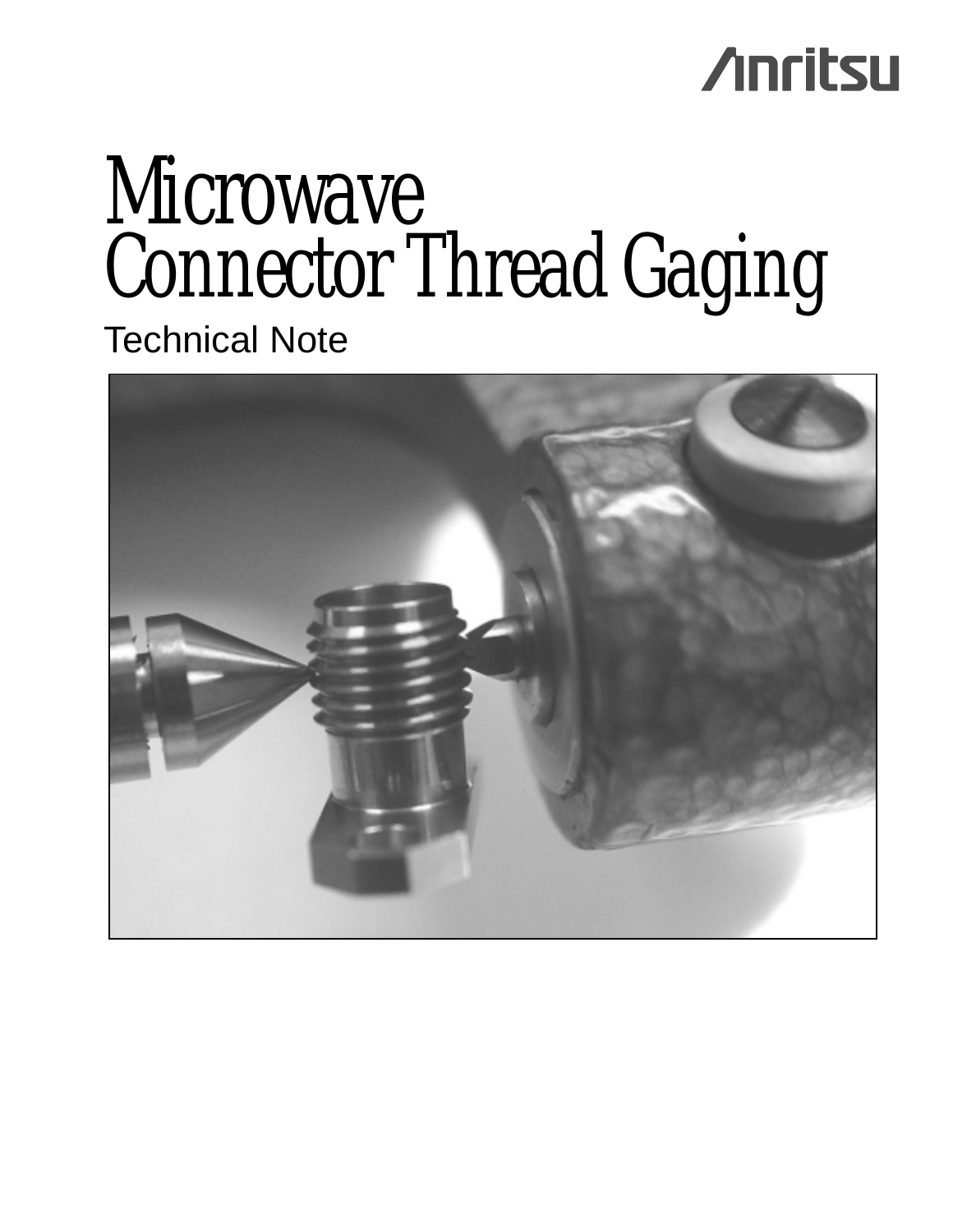Anritsu

# Microwave Connector Thread Gaging

Technical Note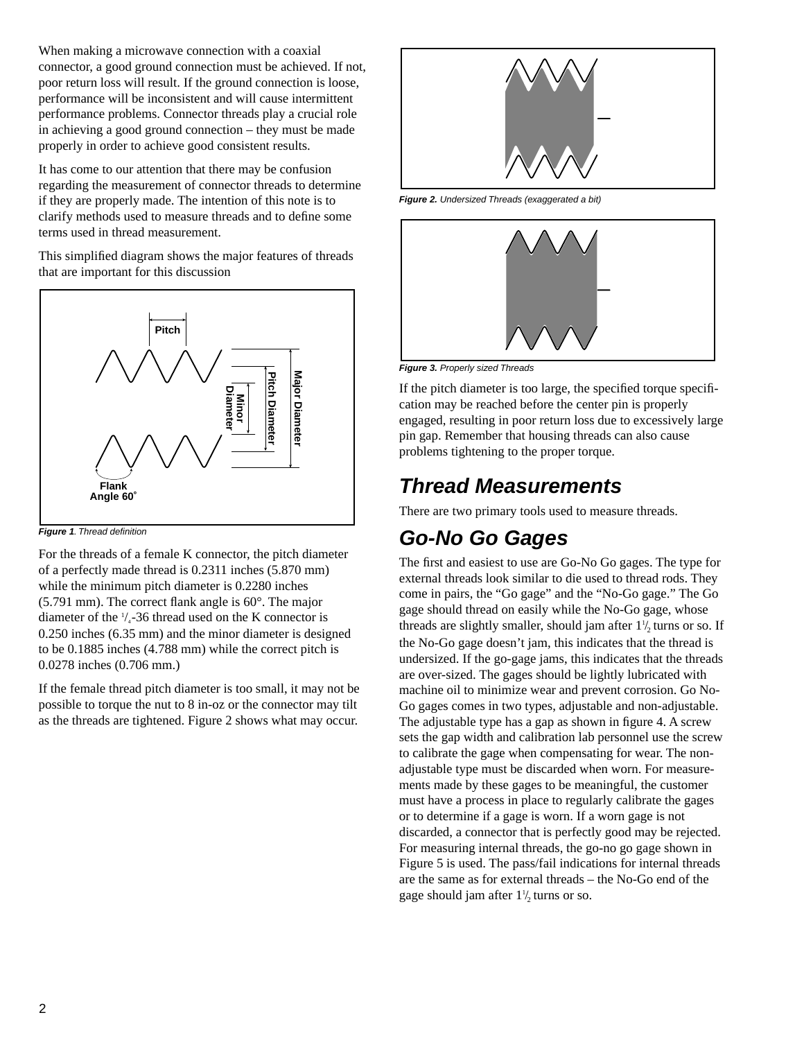When making a microwave connection with a coaxial connector, a good ground connection must be achieved. If not, poor return loss will result. If the ground connection is loose, performance will be inconsistent and will cause intermittent performance problems. Connector threads play a crucial role in achieving a good ground connection – they must be made properly in order to achieve good consistent results.

It has come to our attention that there may be confusion regarding the measurement of connector threads to determine if they are properly made. The intention of this note is to clarify methods used to measure threads and to define some terms used in thread measurement.

This simplified diagram shows the major features of threads that are important for this discussion

Pitch

Minor Diameter

Pitch Diameter

Major Diameter

Flank Angle 60°

*Figure 1. Thread definition*

For the threads of a female K connector, the pitch diameter of a perfectly made thread is 0.2311 inches (5.870 mm) while the minimum pitch diameter is 0.2280 inches (5.791 mm). The correct flank angle is 60°. The major diameter of the 1/4-36 thread used on the K connector is 0.250 inches (6.35 mm) and the minor diameter is designed to be 0.1885 inches (4.788 mm) while the correct pitch is 0.0278 inches (0.706 mm.)

If the female thread pitch diameter is too small, it may not be possible to torque the nut to 8 in-oz or the connector may tilt as the threads are tightened. Figure 2 shows what may occur.

*Figure 2. Undersized Threads (exaggerated a bit)*

*Figure 3. Properly sized Threads*

If the pitch diameter is too large, the specified torque specification may be reached before the center pin is properly engaged, resulting in poor return loss due to excessively large pin gap. Remember that housing threads can also cause problems tightening to the proper torque.

## Thread Measurements

There are two primary tools used to measure threads.

## Go-No Go Gages

The first and easiest to use are Go-No Go gages. The type for external threads look similar to die used to thread rods. They come in pairs, the "Go gage" and the "No-Go gage." The Go gage should thread on easily while the No-Go gage, whose threads are slightly smaller, should jam after 1 1/2 turns or so. If the No-Go gage doesn't jam, this indicates that the thread is undersized. If the go-gage jams, this indicates that the threads are over-sized. The gages should be lightly lubricated with machine oil to minimize wear and prevent corrosion. Go No-Go gages comes in two types, adjustable and non-adjustable. The adjustable type has a gap as shown in figure 4. A screw sets the gap width and calibration lab personnel use the screw to calibrate the gage when compensating for wear. The non-adjustable type must be discarded when worn. For measurements made by these gages to be meaningful, the customer must have a process in place to regularly calibrate the gages or to determine if a gage is worn. If a worn gage is not discarded, a connector that is perfectly good may be rejected. For measuring internal threads, the go-no go gage shown in Figure 5 is used. The pass/fail indications for internal threads are the same as for external threads – the No-Go end of the gage should jam after 1 1/2 turns or so.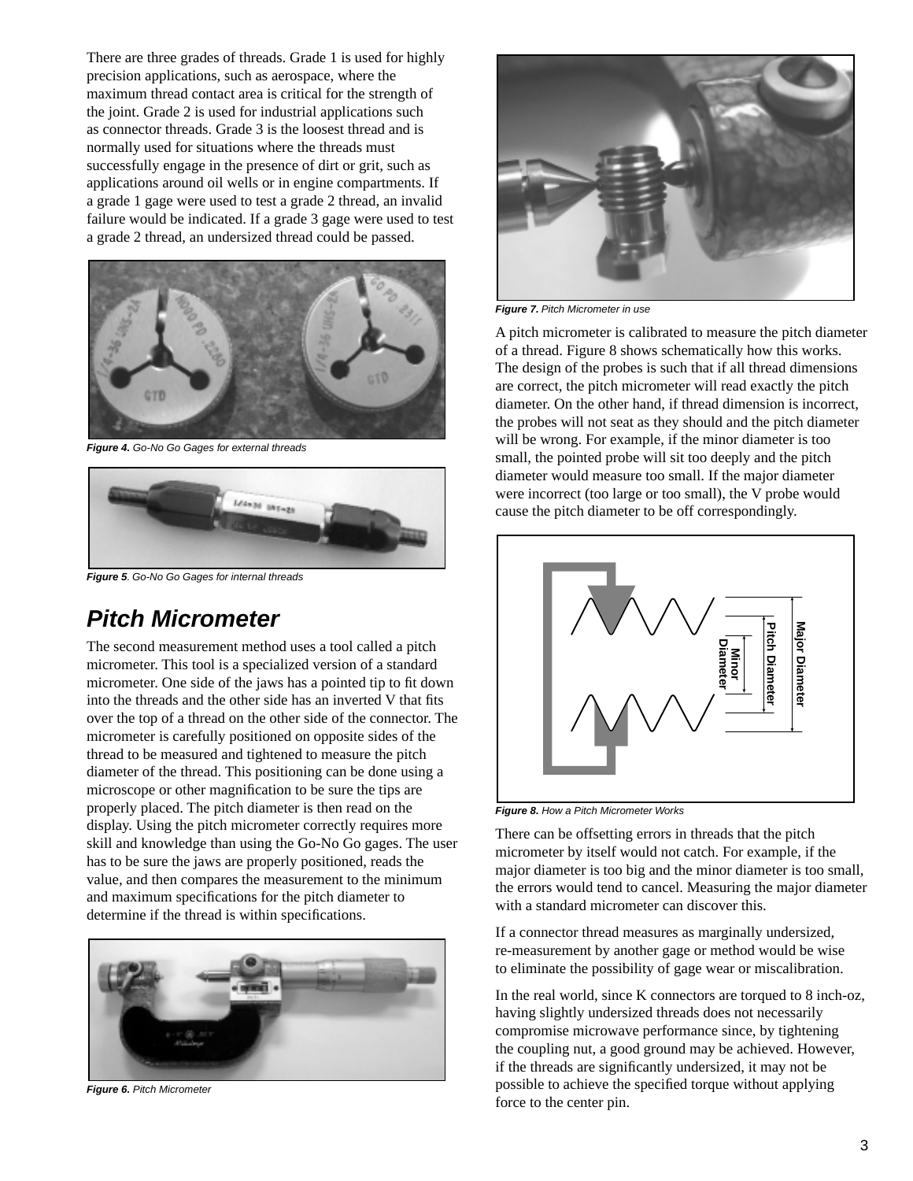There are three grades of threads. Grade 1 is used for highly precision applications, such as aerospace, where the maximum thread contact area is critical for the strength of the joint. Grade 2 is used for industrial applications such as connector threads. Grade 3 is the loosest thread and is normally used for situations where the threads must successfully engage in the presence of dirt or grit, such as applications around oil wells or in engine compartments. If a grade 1 gage were used to test a grade 2 thread, an invalid failure would be indicated. If a grade 3 gage were used to test a grade 2 thread, an undersized thread could be passed.

***Figure 4.*** *Go-No Go Gages for external threads*

***Figure 5***. *Go-No Go Gages for internal threads*

## Pitch Micrometer

The second measurement method uses a tool called a pitch micrometer. This tool is a specialized version of a standard micrometer. One side of the jaws has a pointed tip to fit down into the threads and the other side has an inverted V that fits over the top of a thread on the other side of the connector. The micrometer is carefully positioned on opposite sides of the thread to be measured and tightened to measure the pitch diameter of the thread. This positioning can be done using a microscope or other magnification to be sure the tips are properly placed. The pitch diameter is then read on the display. Using the pitch micrometer correctly requires more skill and knowledge than using the Go-No Go gages. The user has to be sure the jaws are properly positioned, reads the value, and then compares the measurement to the minimum and maximum specifications for the pitch diameter to determine if the thread is within specifications.

***Figure 6.*** *Pitch Micrometer*

***Figure 7.*** *Pitch Micrometer in use*

A pitch micrometer is calibrated to measure the pitch diameter of a thread. Figure 8 shows schematically how this works. The design of the probes is such that if all thread dimensions are correct, the pitch micrometer will read exactly the pitch diameter. On the other hand, if thread dimension is incorrect, the probes will not seat as they should and the pitch diameter will be wrong. For example, if the minor diameter is too small, the pointed probe will sit too deeply and the pitch diameter would measure too small. If the major diameter were incorrect (too large or too small), the V probe would cause the pitch diameter to be off correspondingly.

Minor Diameter
Pitch Diameter
Major Diameter

***Figure 8.*** *How a Pitch Micrometer Works*

There can be offsetting errors in threads that the pitch micrometer by itself would not catch. For example, if the major diameter is too big and the minor diameter is too small, the errors would tend to cancel. Measuring the major diameter with a standard micrometer can discover this.

If a connector thread measures as marginally undersized, re-measurement by another gage or method would be wise to eliminate the possibility of gage wear or miscalibration.

In the real world, since K connectors are torqued to 8 inch-oz, having slightly undersized threads does not necessarily compromise microwave performance since, by tightening the coupling nut, a good ground may be achieved. However, if the threads are significantly undersized, it may not be possible to achieve the specified torque without applying force to the center pin.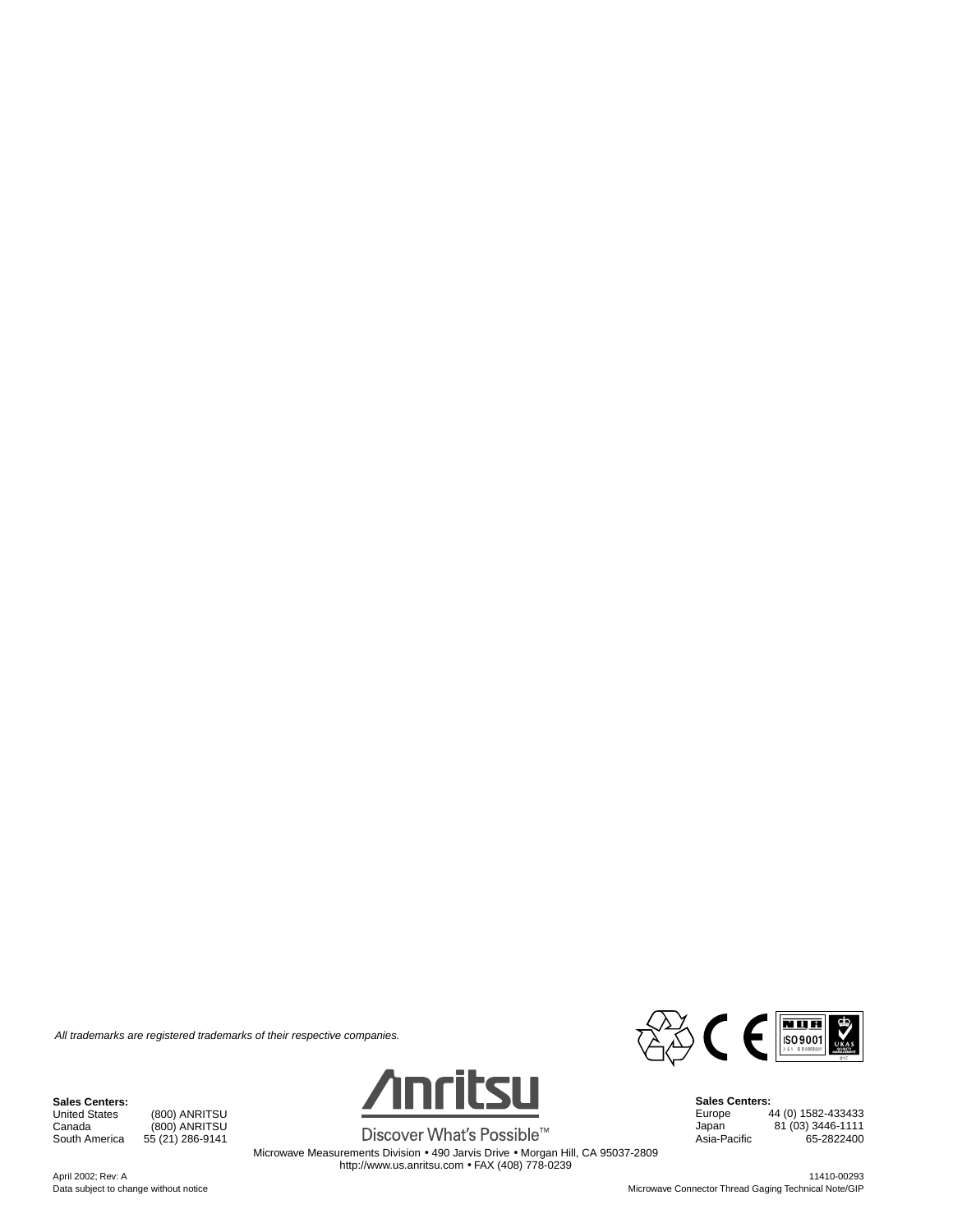*All trademarks are registered trademarks of their respective companies.*

**Sales Centers:**

| | |
|---|---|
| United States | (800) ANRITSU |
| Canada | (800) ANRITSU |
| South America | 55 (21) 286-9141 |

Anritsu

Discover What's Possible™

Microwave Measurements Division • 490 Jarvis Drive • Morgan Hill, CA 95037-2809
http://www.us.anritsu.com • FAX (408) 778-0239

**Sales Centers:**

| | |
|---|---|
| Europe | 44 (0) 1582-433433 |
| Japan | 81 (03) 3446-1111 |
| Asia-Pacific | 65-2822400 |

April 2002; Rev: A
Data subject to change without notice

11410-00293
Microwave Connector Thread Gaging Technical Note/GIP